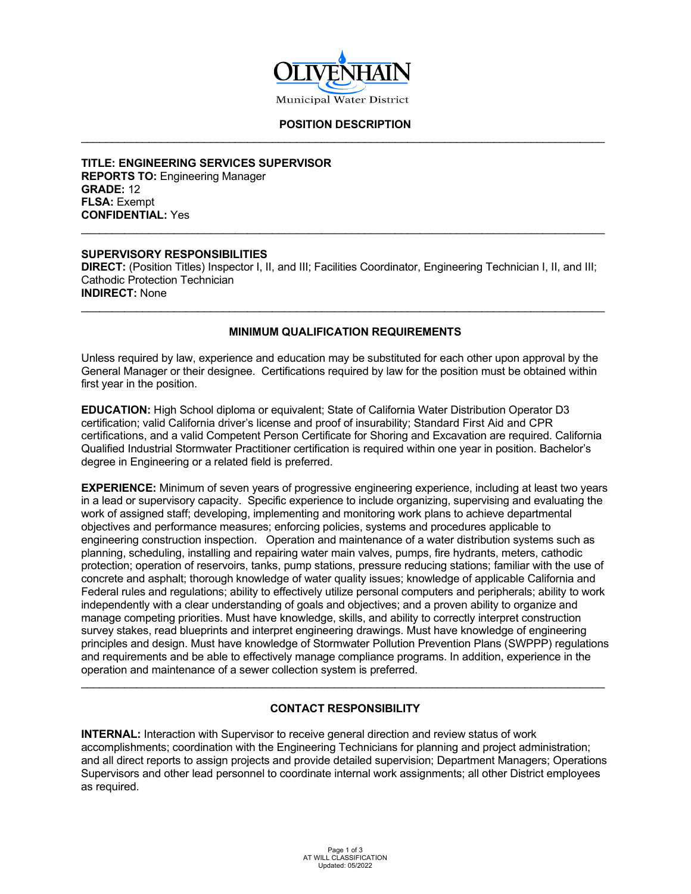Olivenhain Municipal Water District

## POSITION DESCRIPTION

---

**TITLE: ENGINEERING SERVICES SUPERVISOR**
**REPORTS TO:** Engineering Manager
**GRADE:** 12
**FLSA:** Exempt
**CONFIDENTIAL:** Yes

---

**SUPERVISORY RESPONSIBILITIES**
**DIRECT:** (Position Titles) Inspector I, II, and III; Facilities Coordinator, Engineering Technician I, II, and III; Cathodic Protection Technician
**INDIRECT:** None

---

### MINIMUM QUALIFICATION REQUIREMENTS

Unless required by law, experience and education may be substituted for each other upon approval by the General Manager or their designee. Certifications required by law for the position must be obtained within first year in the position.

**EDUCATION:** High School diploma or equivalent; State of California Water Distribution Operator D3 certification; valid California driver's license and proof of insurability; Standard First Aid and CPR certifications, and a valid Competent Person Certificate for Shoring and Excavation are required. California Qualified Industrial Stormwater Practitioner certification is required within one year in position. Bachelor's degree in Engineering or a related field is preferred.

**EXPERIENCE:** Minimum of seven years of progressive engineering experience, including at least two years in a lead or supervisory capacity. Specific experience to include organizing, supervising and evaluating the work of assigned staff; developing, implementing and monitoring work plans to achieve departmental objectives and performance measures; enforcing policies, systems and procedures applicable to engineering construction inspection. Operation and maintenance of a water distribution systems such as planning, scheduling, installing and repairing water main valves, pumps, fire hydrants, meters, cathodic protection; operation of reservoirs, tanks, pump stations, pressure reducing stations; familiar with the use of concrete and asphalt; thorough knowledge of water quality issues; knowledge of applicable California and Federal rules and regulations; ability to effectively utilize personal computers and peripherals; ability to work independently with a clear understanding of goals and objectives; and a proven ability to organize and manage competing priorities. Must have knowledge, skills, and ability to correctly interpret construction survey stakes, read blueprints and interpret engineering drawings. Must have knowledge of engineering principles and design. Must have knowledge of Stormwater Pollution Prevention Plans (SWPPP) regulations and requirements and be able to effectively manage compliance programs. In addition, experience in the operation and maintenance of a sewer collection system is preferred.

---

### CONTACT RESPONSIBILITY

**INTERNAL:** Interaction with Supervisor to receive general direction and review status of work accomplishments; coordination with the Engineering Technicians for planning and project administration; and all direct reports to assign projects and provide detailed supervision; Department Managers; Operations Supervisors and other lead personnel to coordinate internal work assignments; all other District employees as required.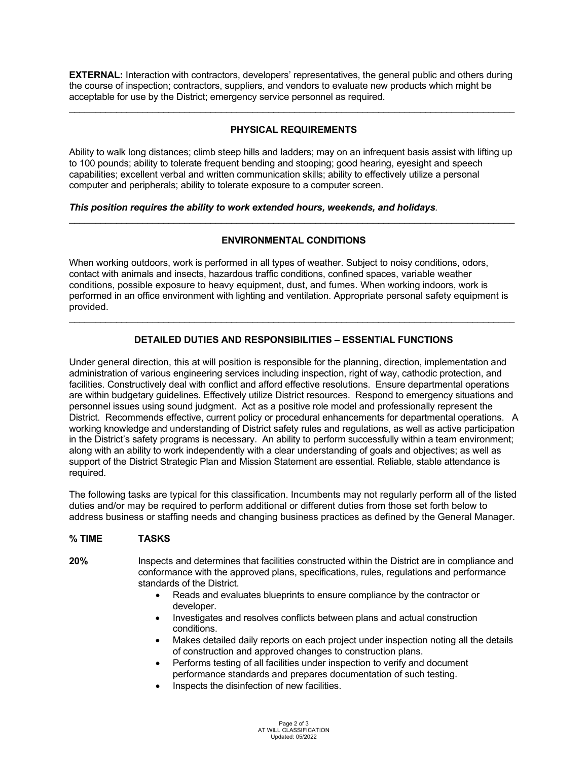**EXTERNAL:** Interaction with contractors, developers' representatives, the general public and others during the course of inspection; contractors, suppliers, and vendors to evaluate new products which might be acceptable for use by the District; emergency service personnel as required.

---

## PHYSICAL REQUIREMENTS

Ability to walk long distances; climb steep hills and ladders; may on an infrequent basis assist with lifting up to 100 pounds; ability to tolerate frequent bending and stooping; good hearing, eyesight and speech capabilities; excellent verbal and written communication skills; ability to effectively utilize a personal computer and peripherals; ability to tolerate exposure to a computer screen.

***This position requires the ability to work extended hours, weekends, and holidays.***

---

## ENVIRONMENTAL CONDITIONS

When working outdoors, work is performed in all types of weather. Subject to noisy conditions, odors, contact with animals and insects, hazardous traffic conditions, confined spaces, variable weather conditions, possible exposure to heavy equipment, dust, and fumes. When working indoors, work is performed in an office environment with lighting and ventilation. Appropriate personal safety equipment is provided.

---

## DETAILED DUTIES AND RESPONSIBILITIES – ESSENTIAL FUNCTIONS

Under general direction, this at will position is responsible for the planning, direction, implementation and administration of various engineering services including inspection, right of way, cathodic protection, and facilities. Constructively deal with conflict and afford effective resolutions. Ensure departmental operations are within budgetary guidelines. Effectively utilize District resources. Respond to emergency situations and personnel issues using sound judgment. Act as a positive role model and professionally represent the District. Recommends effective, current policy or procedural enhancements for departmental operations. A working knowledge and understanding of District safety rules and regulations, as well as active participation in the District's safety programs is necessary. An ability to perform successfully within a team environment; along with an ability to work independently with a clear understanding of goals and objectives; as well as support of the District Strategic Plan and Mission Statement are essential. Reliable, stable attendance is required.

The following tasks are typical for this classification. Incumbents may not regularly perform all of the listed duties and/or may be required to perform additional or different duties from those set forth below to address business or staffing needs and changing business practices as defined by the General Manager.

**% TIME** **TASKS**

**20%** Inspects and determines that facilities constructed within the District are in compliance and conformance with the approved plans, specifications, rules, regulations and performance standards of the District.

- Reads and evaluates blueprints to ensure compliance by the contractor or developer.
- Investigates and resolves conflicts between plans and actual construction conditions.
- Makes detailed daily reports on each project under inspection noting all the details of construction and approved changes to construction plans.
- Performs testing of all facilities under inspection to verify and document performance standards and prepares documentation of such testing.
- Inspects the disinfection of new facilities.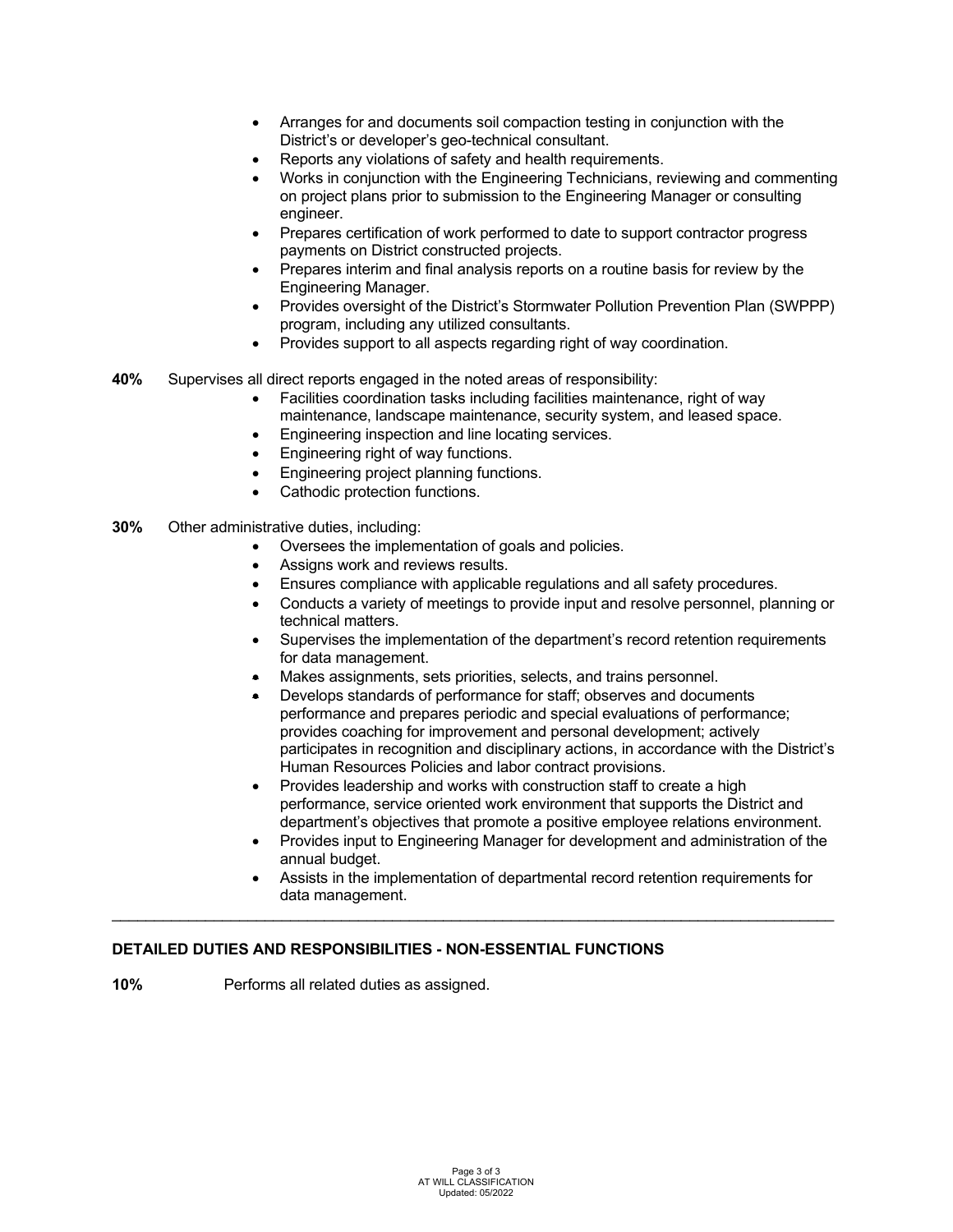- Arranges for and documents soil compaction testing in conjunction with the District's or developer's geo-technical consultant.
- Reports any violations of safety and health requirements.
- Works in conjunction with the Engineering Technicians, reviewing and commenting on project plans prior to submission to the Engineering Manager or consulting engineer.
- Prepares certification of work performed to date to support contractor progress payments on District constructed projects.
- Prepares interim and final analysis reports on a routine basis for review by the Engineering Manager.
- Provides oversight of the District's Stormwater Pollution Prevention Plan (SWPPP) program, including any utilized consultants.
- Provides support to all aspects regarding right of way coordination.

**40%** Supervises all direct reports engaged in the noted areas of responsibility:

- Facilities coordination tasks including facilities maintenance, right of way maintenance, landscape maintenance, security system, and leased space.
- Engineering inspection and line locating services.
- Engineering right of way functions.
- Engineering project planning functions.
- Cathodic protection functions.

**30%** Other administrative duties, including:

- Oversees the implementation of goals and policies.
- Assigns work and reviews results.
- Ensures compliance with applicable regulations and all safety procedures.
- Conducts a variety of meetings to provide input and resolve personnel, planning or technical matters.
- Supervises the implementation of the department's record retention requirements for data management.
- Makes assignments, sets priorities, selects, and trains personnel.
- Develops standards of performance for staff; observes and documents performance and prepares periodic and special evaluations of performance; provides coaching for improvement and personal development; actively participates in recognition and disciplinary actions, in accordance with the District's Human Resources Policies and labor contract provisions.
- Provides leadership and works with construction staff to create a high performance, service oriented work environment that supports the District and department's objectives that promote a positive employee relations environment.
- Provides input to Engineering Manager for development and administration of the annual budget.
- Assists in the implementation of departmental record retention requirements for data management.

---

## DETAILED DUTIES AND RESPONSIBILITIES - NON-ESSENTIAL FUNCTIONS

**10%** Performs all related duties as assigned.

AT WILL CLASSIFICATION
Updated: 05/2022